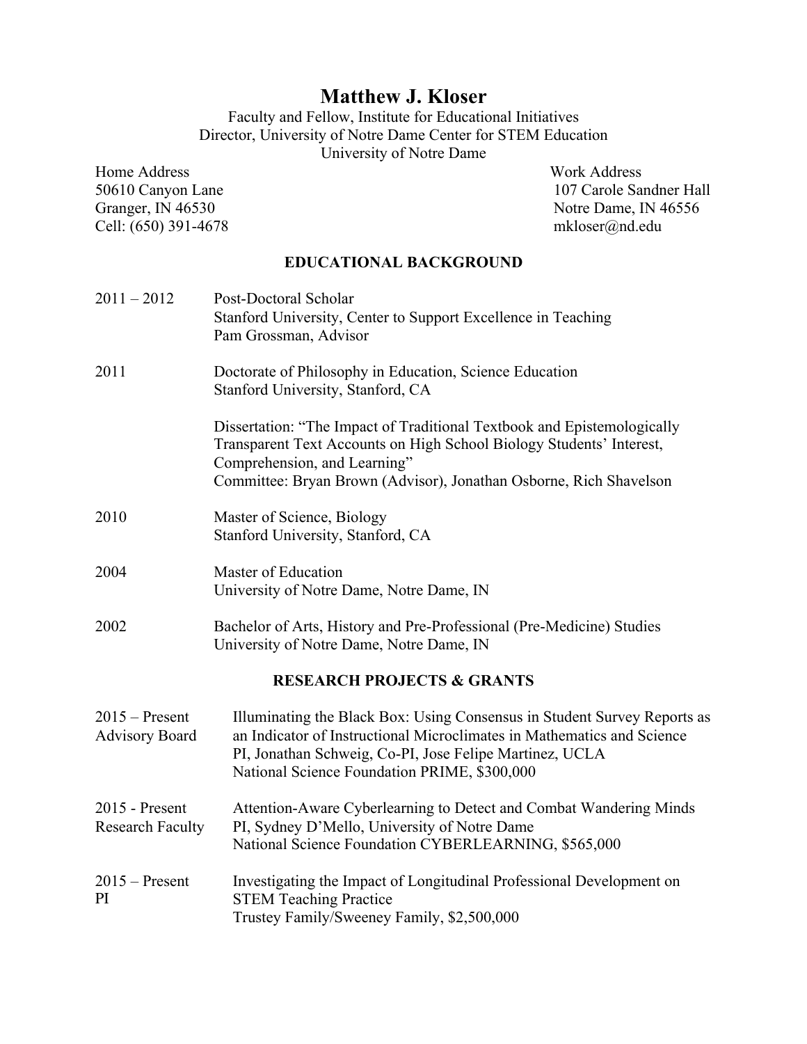# Matthew J. Kloser

Faculty and Fellow, Institute for Educational Initiatives
Director, University of Notre Dame Center for STEM Education
University of Notre Dame

Home Address
50610 Canyon Lane
Granger, IN 46530
Cell: (650) 391-4678

Work Address
107 Carole Sandner Hall
Notre Dame, IN 46556
mkloser@nd.edu

## EDUCATIONAL BACKGROUND

**2011 – 2012**
Post-Doctoral Scholar
Stanford University, Center to Support Excellence in Teaching
Pam Grossman, Advisor

**2011**
Doctorate of Philosophy in Education, Science Education
Stanford University, Stanford, CA

Dissertation: "The Impact of Traditional Textbook and Epistemologically Transparent Text Accounts on High School Biology Students' Interest, Comprehension, and Learning"
Committee: Bryan Brown (Advisor), Jonathan Osborne, Rich Shavelson

**2010**
Master of Science, Biology
Stanford University, Stanford, CA

**2004**
Master of Education
University of Notre Dame, Notre Dame, IN

**2002**
Bachelor of Arts, History and Pre-Professional (Pre-Medicine) Studies
University of Notre Dame, Notre Dame, IN

## RESEARCH PROJECTS & GRANTS

**2015 – Present**
**Advisory Board**
Illuminating the Black Box: Using Consensus in Student Survey Reports as an Indicator of Instructional Microclimates in Mathematics and Science
PI, Jonathan Schweig, Co-PI, Jose Felipe Martinez, UCLA
National Science Foundation PRIME, $300,000

**2015 - Present**
**Research Faculty**
Attention-Aware Cyberlearning to Detect and Combat Wandering Minds
PI, Sydney D'Mello, University of Notre Dame
National Science Foundation CYBERLEARNING, $565,000

**2015 – Present**
**PI**
Investigating the Impact of Longitudinal Professional Development on STEM Teaching Practice
Trustey Family/Sweeney Family, $2,500,000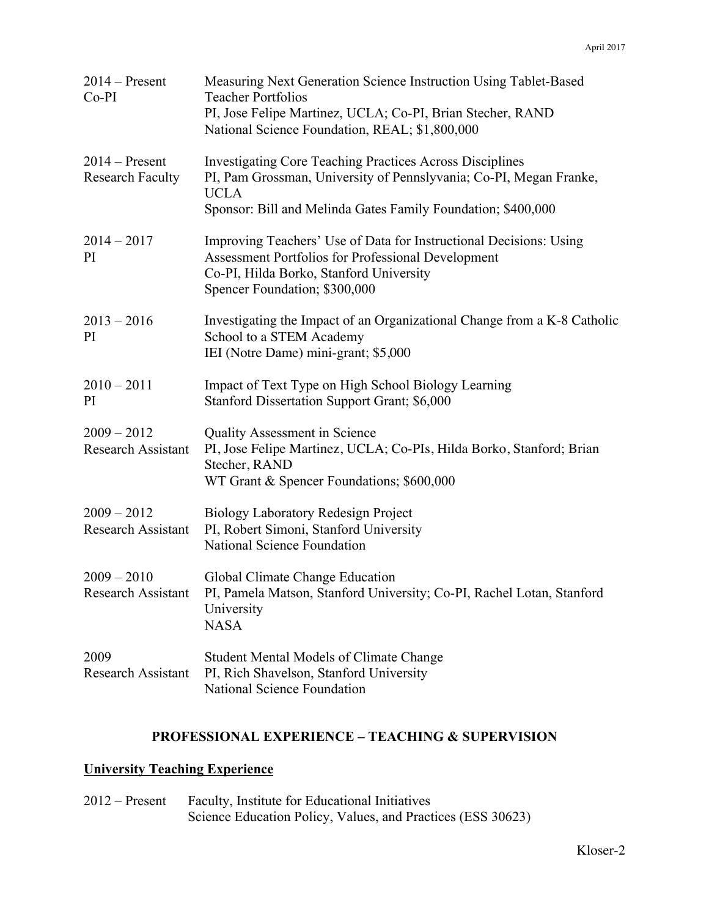2014 – Present
Co-PI

Measuring Next Generation Science Instruction Using Tablet-Based Teacher Portfolios
PI, Jose Felipe Martinez, UCLA; Co-PI, Brian Stecher, RAND
National Science Foundation, REAL; $1,800,000

2014 – Present
Research Faculty

Investigating Core Teaching Practices Across Disciplines
PI, Pam Grossman, University of Pennsylvania; Co-PI, Megan Franke, UCLA
Sponsor: Bill and Melinda Gates Family Foundation; $400,000

2014 – 2017
PI

Improving Teachers' Use of Data for Instructional Decisions: Using Assessment Portfolios for Professional Development
Co-PI, Hilda Borko, Stanford University
Spencer Foundation; $300,000

2013 – 2016
PI

Investigating the Impact of an Organizational Change from a K-8 Catholic School to a STEM Academy
IEI (Notre Dame) mini-grant; $5,000

2010 – 2011
PI

Impact of Text Type on High School Biology Learning
Stanford Dissertation Support Grant; $6,000

2009 – 2012
Research Assistant

Quality Assessment in Science
PI, Jose Felipe Martinez, UCLA; Co-PIs, Hilda Borko, Stanford; Brian Stecher, RAND
WT Grant & Spencer Foundations; $600,000

2009 – 2012
Research Assistant

Biology Laboratory Redesign Project
PI, Robert Simoni, Stanford University
National Science Foundation

2009 – 2010
Research Assistant

Global Climate Change Education
PI, Pamela Matson, Stanford University; Co-PI, Rachel Lotan, Stanford University
NASA

2009
Research Assistant

Student Mental Models of Climate Change
PI, Rich Shavelson, Stanford University
National Science Foundation

## PROFESSIONAL EXPERIENCE – TEACHING & SUPERVISION

### University Teaching Experience

2012 – Present Faculty, Institute for Educational Initiatives
Science Education Policy, Values, and Practices (ESS 30623)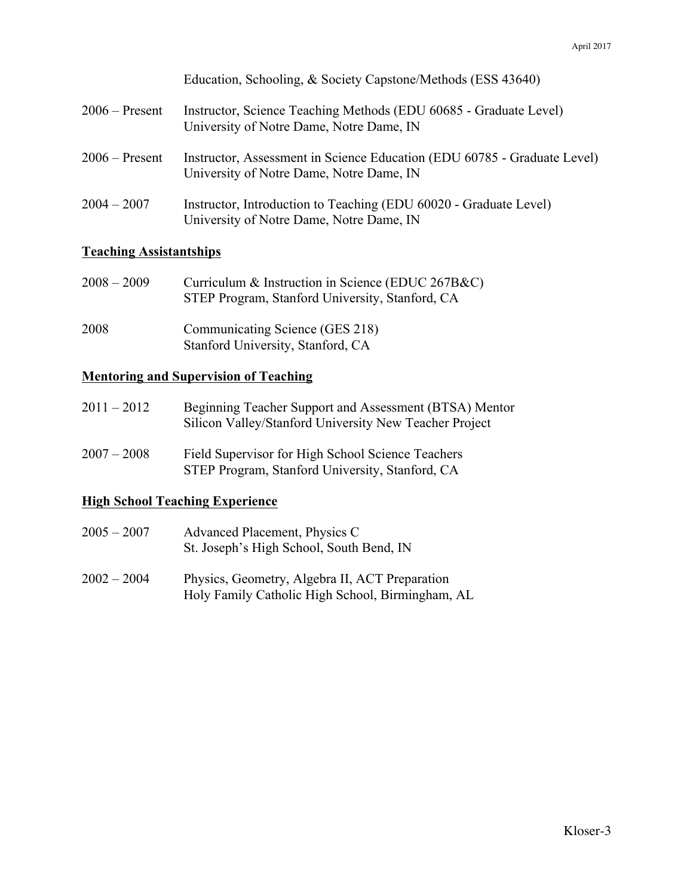Education, Schooling, & Society Capstone/Methods (ESS 43640)

2006 – Present Instructor, Science Teaching Methods (EDU 60685 - Graduate Level)
University of Notre Dame, Notre Dame, IN

2006 – Present Instructor, Assessment in Science Education (EDU 60785 - Graduate Level)
University of Notre Dame, Notre Dame, IN

2004 – 2007 Instructor, Introduction to Teaching (EDU 60020 - Graduate Level)
University of Notre Dame, Notre Dame, IN

## Teaching Assistantships

2008 – 2009 Curriculum & Instruction in Science (EDUC 267B&C)
STEP Program, Stanford University, Stanford, CA

2008 Communicating Science (GES 218)
Stanford University, Stanford, CA

## Mentoring and Supervision of Teaching

2011 – 2012 Beginning Teacher Support and Assessment (BTSA) Mentor
Silicon Valley/Stanford University New Teacher Project

2007 – 2008 Field Supervisor for High School Science Teachers
STEP Program, Stanford University, Stanford, CA

## High School Teaching Experience

2005 – 2007 Advanced Placement, Physics C
St. Joseph's High School, South Bend, IN

2002 – 2004 Physics, Geometry, Algebra II, ACT Preparation
Holy Family Catholic High School, Birmingham, AL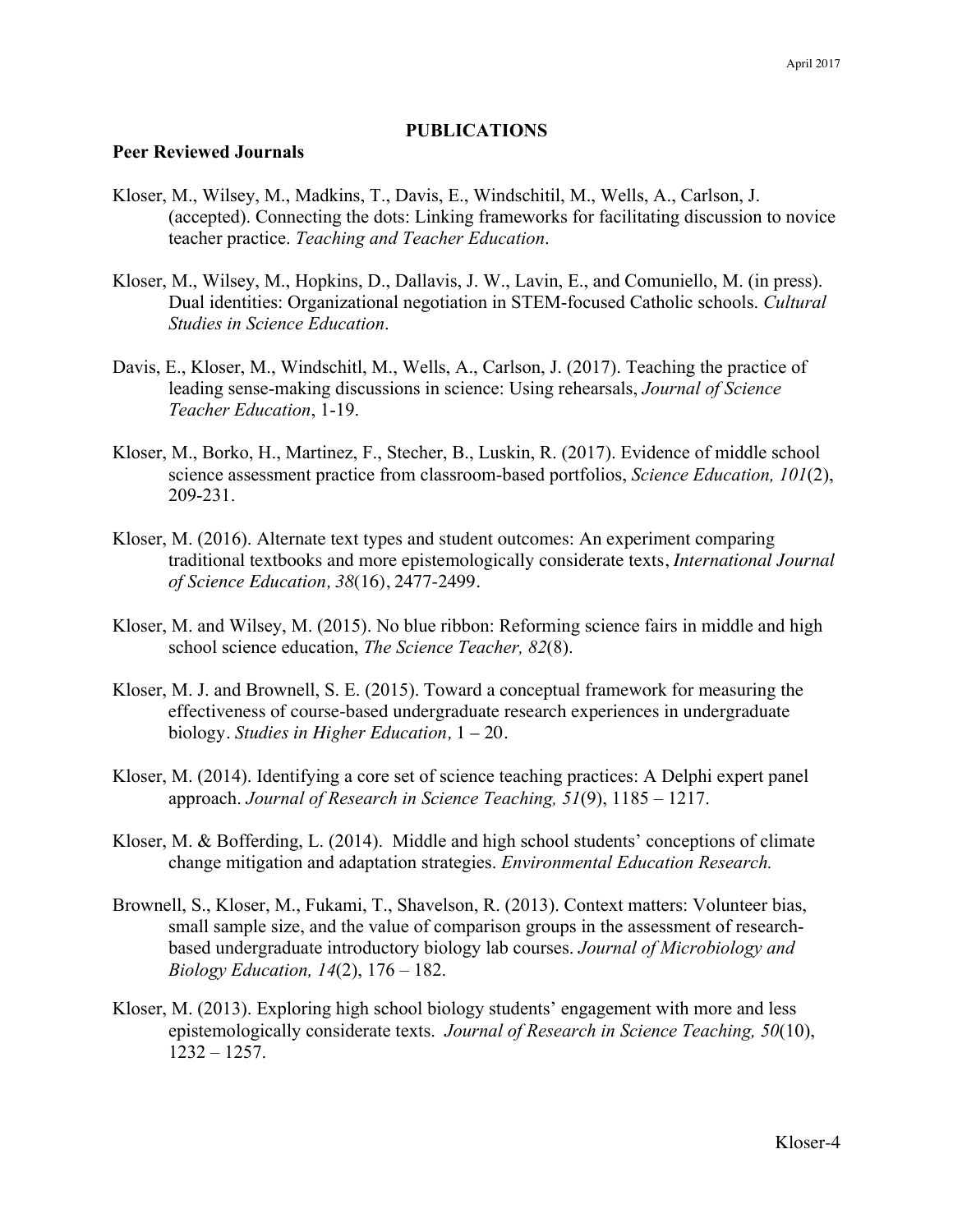## PUBLICATIONS

### Peer Reviewed Journals

Kloser, M., Wilsey, M., Madkins, T., Davis, E., Windschitil, M., Wells, A., Carlson, J. (accepted). Connecting the dots: Linking frameworks for facilitating discussion to novice teacher practice. *Teaching and Teacher Education*.

Kloser, M., Wilsey, M., Hopkins, D., Dallavis, J. W., Lavin, E., and Comuniello, M. (in press). Dual identities: Organizational negotiation in STEM-focused Catholic schools. *Cultural Studies in Science Education*.

Davis, E., Kloser, M., Windschitl, M., Wells, A., Carlson, J. (2017). Teaching the practice of leading sense-making discussions in science: Using rehearsals, *Journal of Science Teacher Education*, 1-19.

Kloser, M., Borko, H., Martinez, F., Stecher, B., Luskin, R. (2017). Evidence of middle school science assessment practice from classroom-based portfolios, *Science Education, 101*(2), 209-231.

Kloser, M. (2016). Alternate text types and student outcomes: An experiment comparing traditional textbooks and more epistemologically considerate texts, *International Journal of Science Education, 38*(16), 2477-2499.

Kloser, M. and Wilsey, M. (2015). No blue ribbon: Reforming science fairs in middle and high school science education, *The Science Teacher, 82*(8).

Kloser, M. J. and Brownell, S. E. (2015). Toward a conceptual framework for measuring the effectiveness of course-based undergraduate research experiences in undergraduate biology. *Studies in Higher Education,* 1 – 20.

Kloser, M. (2014). Identifying a core set of science teaching practices: A Delphi expert panel approach. *Journal of Research in Science Teaching, 51*(9), 1185 – 1217.

Kloser, M. & Bofferding, L. (2014). Middle and high school students' conceptions of climate change mitigation and adaptation strategies. *Environmental Education Research.*

Brownell, S., Kloser, M., Fukami, T., Shavelson, R. (2013). Context matters: Volunteer bias, small sample size, and the value of comparison groups in the assessment of research-based undergraduate introductory biology lab courses. *Journal of Microbiology and Biology Education, 14*(2), 176 – 182.

Kloser, M. (2013). Exploring high school biology students' engagement with more and less epistemologically considerate texts. *Journal of Research in Science Teaching, 50*(10), 1232 – 1257.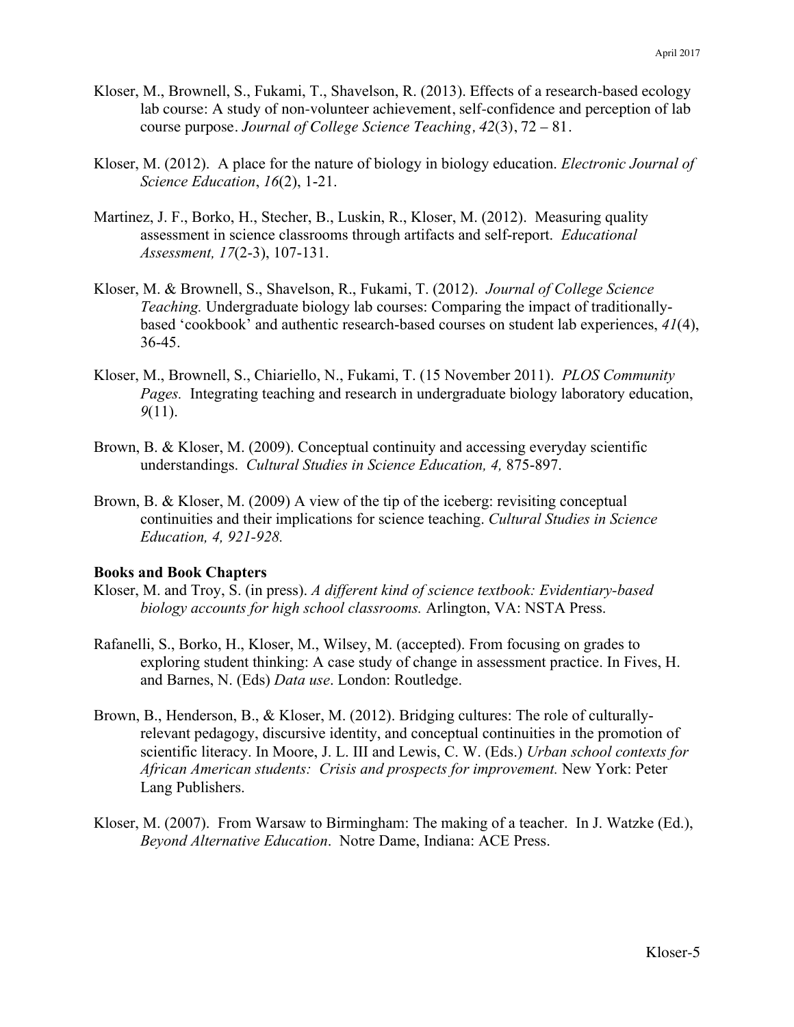Kloser, M., Brownell, S., Fukami, T., Shavelson, R. (2013). Effects of a research-based ecology lab course: A study of non-volunteer achievement, self-confidence and perception of lab course purpose. *Journal of College Science Teaching, 42*(3), 72 – 81.

Kloser, M. (2012). A place for the nature of biology in biology education. *Electronic Journal of Science Education*, *16*(2), 1-21.

Martinez, J. F., Borko, H., Stecher, B., Luskin, R., Kloser, M. (2012). Measuring quality assessment in science classrooms through artifacts and self-report. *Educational Assessment, 17*(2-3), 107-131.

Kloser, M. & Brownell, S., Shavelson, R., Fukami, T. (2012). *Journal of College Science Teaching.* Undergraduate biology lab courses: Comparing the impact of traditionally-based 'cookbook' and authentic research-based courses on student lab experiences, *41*(4), 36-45.

Kloser, M., Brownell, S., Chiariello, N., Fukami, T. (15 November 2011). *PLOS Community Pages.* Integrating teaching and research in undergraduate biology laboratory education, *9*(11).

Brown, B. & Kloser, M. (2009). Conceptual continuity and accessing everyday scientific understandings. *Cultural Studies in Science Education, 4,* 875-897.

Brown, B. & Kloser, M. (2009) A view of the tip of the iceberg: revisiting conceptual continuities and their implications for science teaching. *Cultural Studies in Science Education, 4, 921-928.*

**Books and Book Chapters**

Kloser, M. and Troy, S. (in press). *A different kind of science textbook: Evidentiary-based biology accounts for high school classrooms.* Arlington, VA: NSTA Press.

Rafanelli, S., Borko, H., Kloser, M., Wilsey, M. (accepted). From focusing on grades to exploring student thinking: A case study of change in assessment practice. In Fives, H. and Barnes, N. (Eds) *Data use*. London: Routledge.

Brown, B., Henderson, B., & Kloser, M. (2012). Bridging cultures: The role of culturally-relevant pedagogy, discursive identity, and conceptual continuities in the promotion of scientific literacy. In Moore, J. L. III and Lewis, C. W. (Eds.) *Urban school contexts for African American students: Crisis and prospects for improvement.* New York: Peter Lang Publishers.

Kloser, M. (2007). From Warsaw to Birmingham: The making of a teacher. In J. Watzke (Ed.), *Beyond Alternative Education*. Notre Dame, Indiana: ACE Press.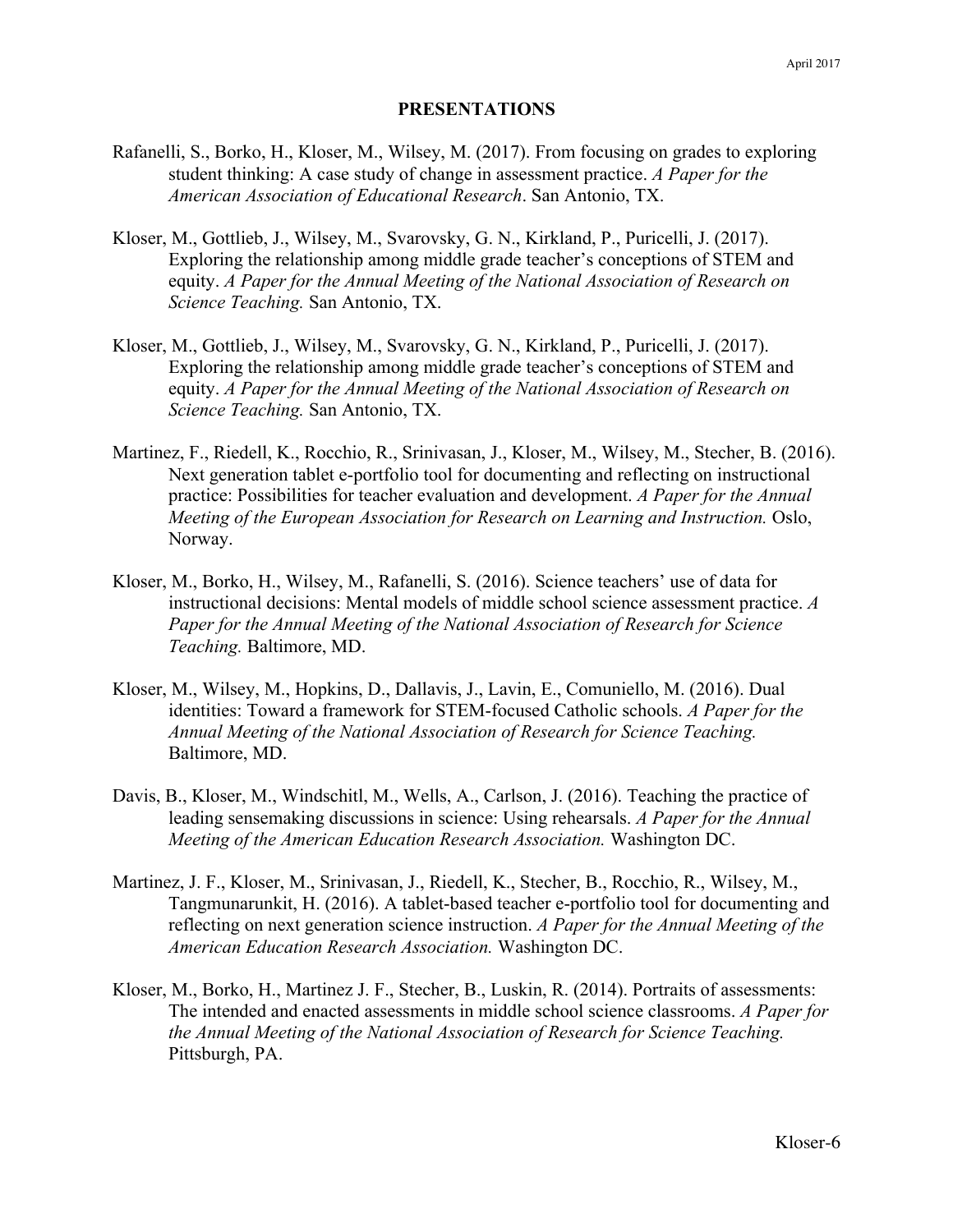## PRESENTATIONS

Rafanelli, S., Borko, H., Kloser, M., Wilsey, M. (2017). From focusing on grades to exploring student thinking: A case study of change in assessment practice. *A Paper for the American Association of Educational Research*. San Antonio, TX.

Kloser, M., Gottlieb, J., Wilsey, M., Svarovsky, G. N., Kirkland, P., Puricelli, J. (2017). Exploring the relationship among middle grade teacher's conceptions of STEM and equity. *A Paper for the Annual Meeting of the National Association of Research on Science Teaching.* San Antonio, TX.

Kloser, M., Gottlieb, J., Wilsey, M., Svarovsky, G. N., Kirkland, P., Puricelli, J. (2017). Exploring the relationship among middle grade teacher's conceptions of STEM and equity. *A Paper for the Annual Meeting of the National Association of Research on Science Teaching.* San Antonio, TX.

Martinez, F., Riedell, K., Rocchio, R., Srinivasan, J., Kloser, M., Wilsey, M., Stecher, B. (2016). Next generation tablet e-portfolio tool for documenting and reflecting on instructional practice: Possibilities for teacher evaluation and development. *A Paper for the Annual Meeting of the European Association for Research on Learning and Instruction.* Oslo, Norway.

Kloser, M., Borko, H., Wilsey, M., Rafanelli, S. (2016). Science teachers' use of data for instructional decisions: Mental models of middle school science assessment practice. *A Paper for the Annual Meeting of the National Association of Research for Science Teaching.* Baltimore, MD.

Kloser, M., Wilsey, M., Hopkins, D., Dallavis, J., Lavin, E., Comuniello, M. (2016). Dual identities: Toward a framework for STEM-focused Catholic schools. *A Paper for the Annual Meeting of the National Association of Research for Science Teaching.* Baltimore, MD.

Davis, B., Kloser, M., Windschitl, M., Wells, A., Carlson, J. (2016). Teaching the practice of leading sensemaking discussions in science: Using rehearsals. *A Paper for the Annual Meeting of the American Education Research Association.* Washington DC.

Martinez, J. F., Kloser, M., Srinivasan, J., Riedell, K., Stecher, B., Rocchio, R., Wilsey, M., Tangmunarunkit, H. (2016). A tablet-based teacher e-portfolio tool for documenting and reflecting on next generation science instruction. *A Paper for the Annual Meeting of the American Education Research Association.* Washington DC.

Kloser, M., Borko, H., Martinez J. F., Stecher, B., Luskin, R. (2014). Portraits of assessments: The intended and enacted assessments in middle school science classrooms. *A Paper for the Annual Meeting of the National Association of Research for Science Teaching.* Pittsburgh, PA.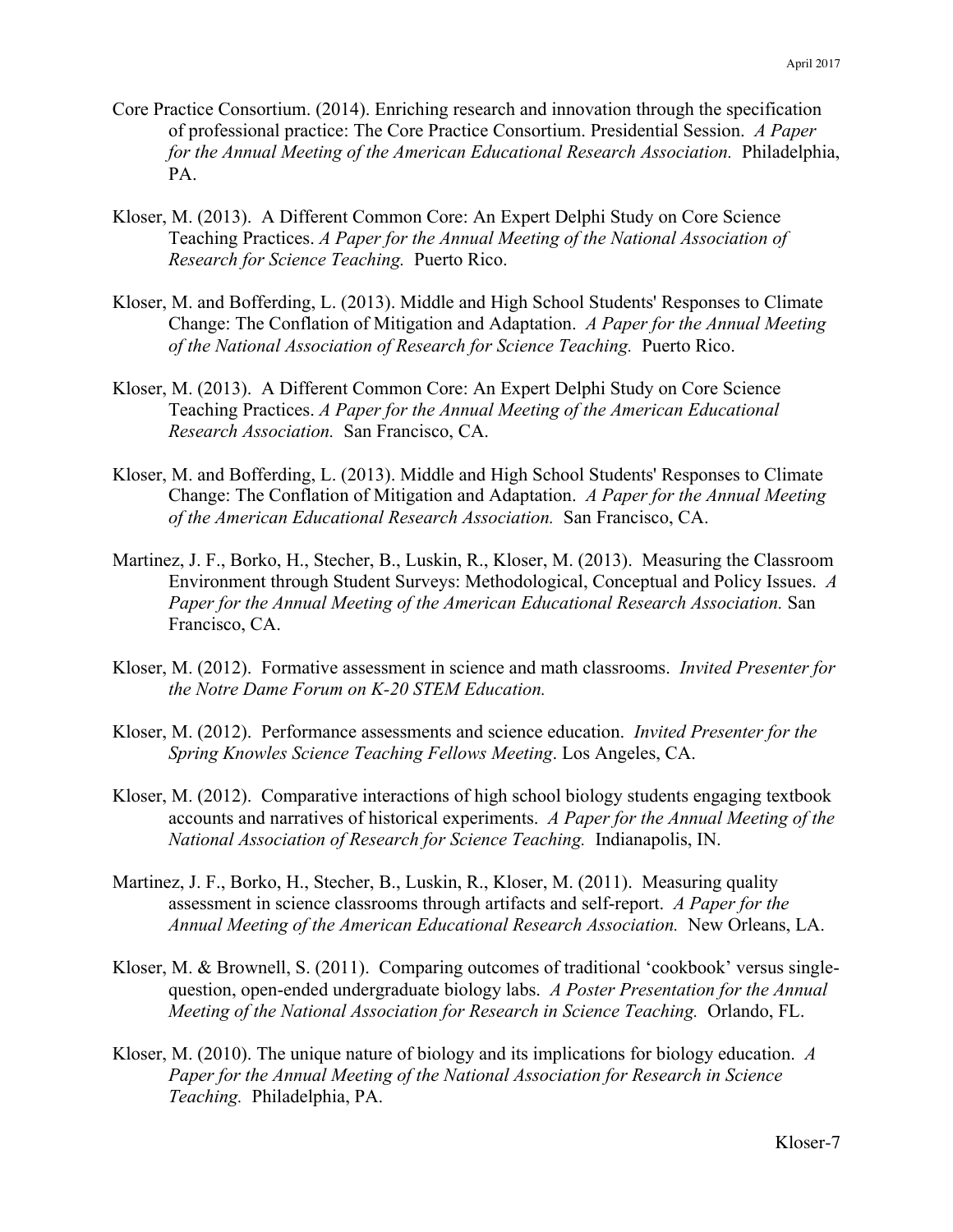Core Practice Consortium. (2014). Enriching research and innovation through the specification of professional practice: The Core Practice Consortium. Presidential Session. *A Paper for the Annual Meeting of the American Educational Research Association.* Philadelphia, PA.

Kloser, M. (2013). A Different Common Core: An Expert Delphi Study on Core Science Teaching Practices. *A Paper for the Annual Meeting of the National Association of Research for Science Teaching.* Puerto Rico.

Kloser, M. and Bofferding, L. (2013). Middle and High School Students' Responses to Climate Change: The Conflation of Mitigation and Adaptation. *A Paper for the Annual Meeting of the National Association of Research for Science Teaching.* Puerto Rico.

Kloser, M. (2013). A Different Common Core: An Expert Delphi Study on Core Science Teaching Practices. *A Paper for the Annual Meeting of the American Educational Research Association.* San Francisco, CA.

Kloser, M. and Bofferding, L. (2013). Middle and High School Students' Responses to Climate Change: The Conflation of Mitigation and Adaptation. *A Paper for the Annual Meeting of the American Educational Research Association.* San Francisco, CA.

Martinez, J. F., Borko, H., Stecher, B., Luskin, R., Kloser, M. (2013). Measuring the Classroom Environment through Student Surveys: Methodological, Conceptual and Policy Issues. *A Paper for the Annual Meeting of the American Educational Research Association.* San Francisco, CA.

Kloser, M. (2012). Formative assessment in science and math classrooms. *Invited Presenter for the Notre Dame Forum on K-20 STEM Education.*

Kloser, M. (2012). Performance assessments and science education. *Invited Presenter for the Spring Knowles Science Teaching Fellows Meeting*. Los Angeles, CA.

Kloser, M. (2012). Comparative interactions of high school biology students engaging textbook accounts and narratives of historical experiments. *A Paper for the Annual Meeting of the National Association of Research for Science Teaching.* Indianapolis, IN.

Martinez, J. F., Borko, H., Stecher, B., Luskin, R., Kloser, M. (2011). Measuring quality assessment in science classrooms through artifacts and self-report. *A Paper for the Annual Meeting of the American Educational Research Association.* New Orleans, LA.

Kloser, M. & Brownell, S. (2011). Comparing outcomes of traditional 'cookbook' versus single-question, open-ended undergraduate biology labs. *A Poster Presentation for the Annual Meeting of the National Association for Research in Science Teaching.* Orlando, FL.

Kloser, M. (2010). The unique nature of biology and its implications for biology education. *A Paper for the Annual Meeting of the National Association for Research in Science Teaching.* Philadelphia, PA.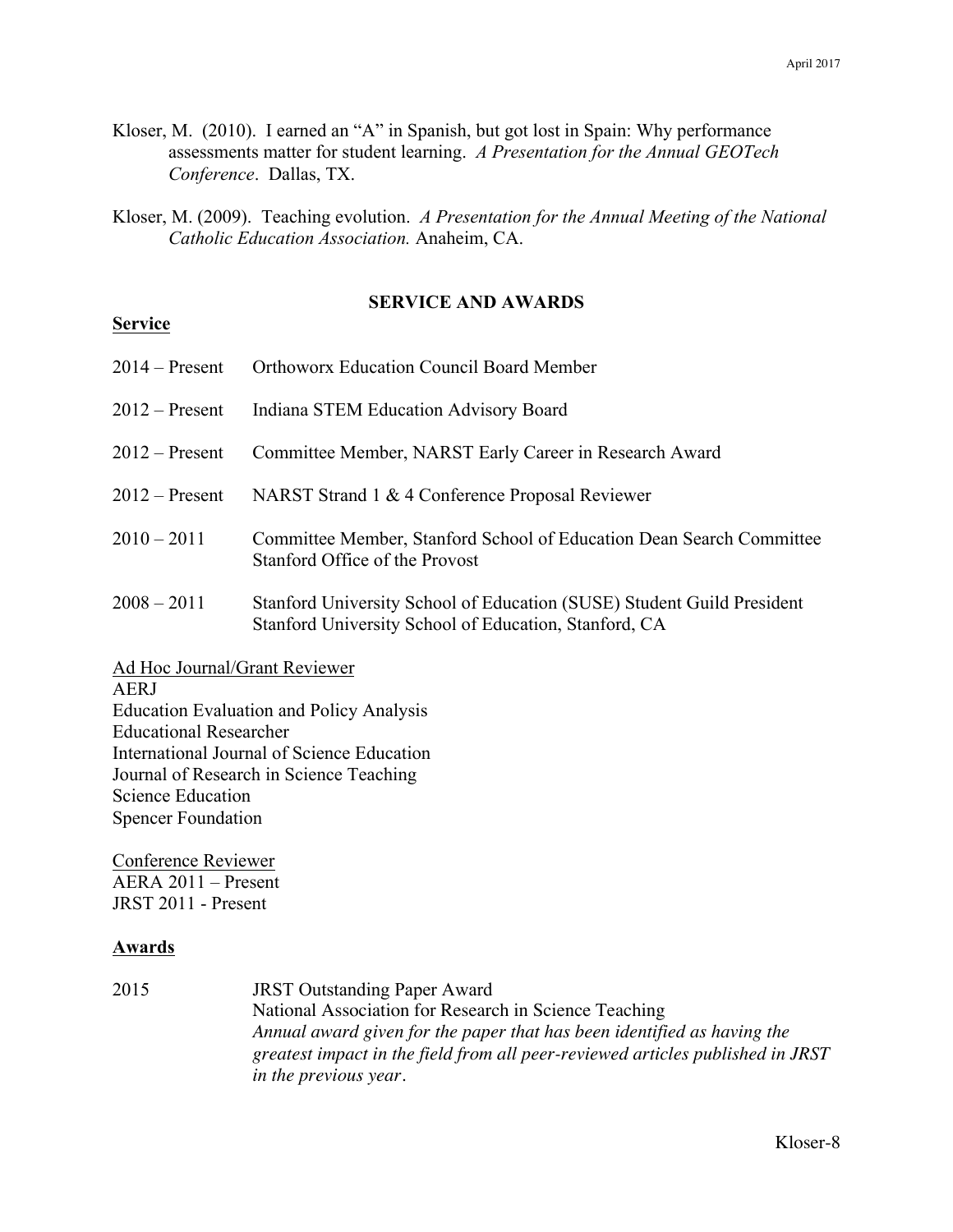Kloser, M. (2010). I earned an "A" in Spanish, but got lost in Spain: Why performance assessments matter for student learning. *A Presentation for the Annual GEOTech Conference*. Dallas, TX.

Kloser, M. (2009). Teaching evolution. *A Presentation for the Annual Meeting of the National Catholic Education Association.* Anaheim, CA.

## SERVICE AND AWARDS

### Service

2014 – Present Orthoworx Education Council Board Member

2012 – Present Indiana STEM Education Advisory Board

2012 – Present Committee Member, NARST Early Career in Research Award

2012 – Present NARST Strand 1 & 4 Conference Proposal Reviewer

2010 – 2011 Committee Member, Stanford School of Education Dean Search Committee
Stanford Office of the Provost

2008 – 2011 Stanford University School of Education (SUSE) Student Guild President
Stanford University School of Education, Stanford, CA

<u>Ad Hoc Journal/Grant Reviewer</u>
AERJ
Education Evaluation and Policy Analysis
Educational Researcher
International Journal of Science Education
Journal of Research in Science Teaching
Science Education
Spencer Foundation

<u>Conference Reviewer</u>
AERA 2011 – Present
JRST 2011 - Present

### Awards

2015 JRST Outstanding Paper Award
National Association for Research in Science Teaching
*Annual award given for the paper that has been identified as having the greatest impact in the field from all peer-reviewed articles published in JRST in the previous year*.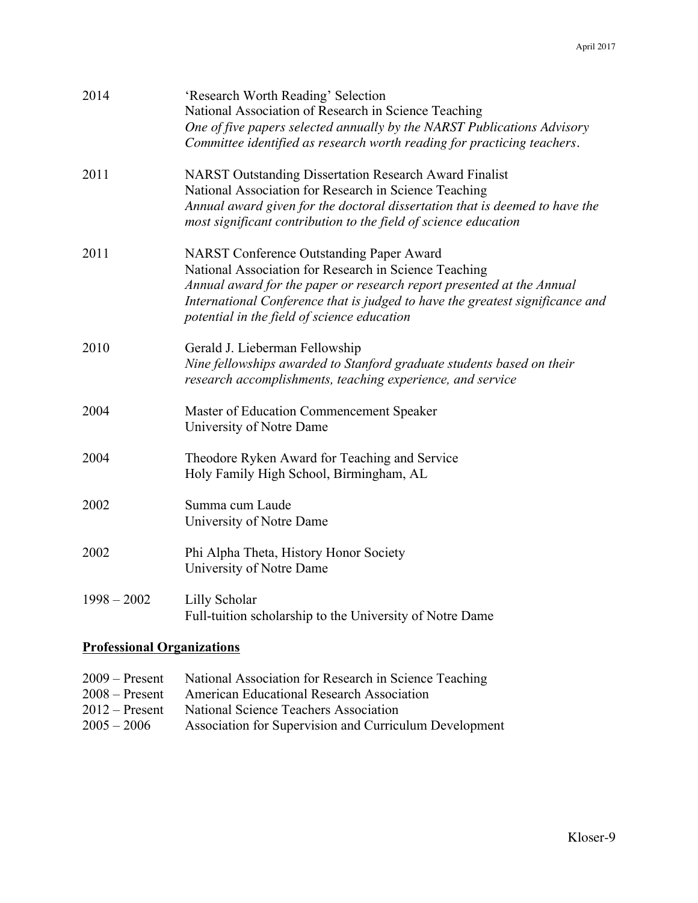2014 'Research Worth Reading' Selection
National Association of Research in Science Teaching
*One of five papers selected annually by the NARST Publications Advisory Committee identified as research worth reading for practicing teachers.*

2011 NARST Outstanding Dissertation Research Award Finalist
National Association for Research in Science Teaching
*Annual award given for the doctoral dissertation that is deemed to have the most significant contribution to the field of science education*

2011 NARST Conference Outstanding Paper Award
National Association for Research in Science Teaching
*Annual award for the paper or research report presented at the Annual International Conference that is judged to have the greatest significance and potential in the field of science education*

2010 Gerald J. Lieberman Fellowship
*Nine fellowships awarded to Stanford graduate students based on their research accomplishments, teaching experience, and service*

2004 Master of Education Commencement Speaker
University of Notre Dame

2004 Theodore Ryken Award for Teaching and Service
Holy Family High School, Birmingham, AL

2002 Summa cum Laude
University of Notre Dame

2002 Phi Alpha Theta, History Honor Society
University of Notre Dame

1998 – 2002 Lilly Scholar
Full-tuition scholarship to the University of Notre Dame

## Professional Organizations

2009 – Present National Association for Research in Science Teaching
2008 – Present American Educational Research Association
2012 – Present National Science Teachers Association
2005 – 2006 Association for Supervision and Curriculum Development